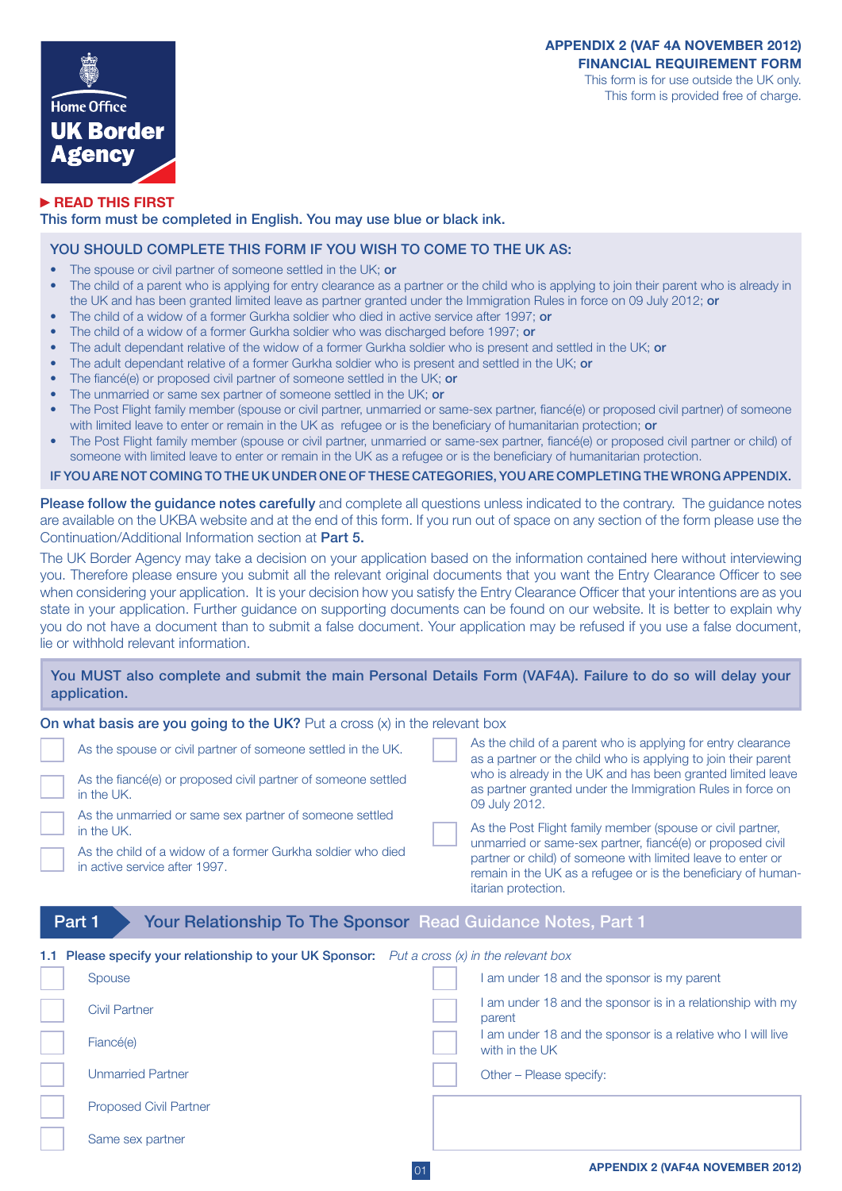Home Office
**UK Border Agency**

**APPENDIX 2 (VAF 4A NOVEMBER 2012)**
**FINANCIAL REQUIREMENT FORM**
This form is for use outside the UK only.
This form is provided free of charge.

**► READ THIS FIRST**

**This form must be completed in English. You may use blue or black ink.**

## YOU SHOULD COMPLETE THIS FORM IF YOU WISH TO COME TO THE UK AS:

- The spouse or civil partner of someone settled in the UK; **or**
- The child of a parent who is applying for entry clearance as a partner or the child who is applying to join their parent who is already in the UK and has been granted limited leave as partner granted under the Immigration Rules in force on 09 July 2012; **or**
- The child of a widow of a former Gurkha soldier who died in active service after 1997; **or**
- The child of a widow of a former Gurkha soldier who was discharged before 1997; **or**
- The adult dependant relative of the widow of a former Gurkha soldier who is present and settled in the UK; **or**
- The adult dependant relative of a former Gurkha soldier who is present and settled in the UK; **or**
- The fiancé(e) or proposed civil partner of someone settled in the UK; **or**
- The unmarried or same sex partner of someone settled in the UK; **or**
- The Post Flight family member (spouse or civil partner, unmarried or same-sex partner, fiancé(e) or proposed civil partner) of someone with limited leave to enter or remain in the UK as refugee or is the beneficiary of humanitarian protection; **or**
- The Post Flight family member (spouse or civil partner, unmarried or same-sex partner, fiancé(e) or proposed civil partner or child) of someone with limited leave to enter or remain in the UK as a refugee or is the beneficiary of humanitarian protection.

**IF YOU ARE NOT COMING TO THE UK UNDER ONE OF THESE CATEGORIES, YOU ARE COMPLETING THE WRONG APPENDIX.**

**Please follow the guidance notes carefully** and complete all questions unless indicated to the contrary. The guidance notes are available on the UKBA website and at the end of this form. If you run out of space on any section of the form please use the Continuation/Additional Information section at **Part 5.**

The UK Border Agency may take a decision on your application based on the information contained here without interviewing you. Therefore please ensure you submit all the relevant original documents that you want the Entry Clearance Officer to see when considering your application. It is your decision how you satisfy the Entry Clearance Officer that your intentions are as you state in your application. Further guidance on supporting documents can be found on our website. It is better to explain why you do not have a document than to submit a false document. Your application may be refused if you use a false document, lie or withhold relevant information.

**You MUST also complete and submit the main Personal Details Form (VAF4A). Failure to do so will delay your application.**

**On what basis are you going to the UK?** Put a cross (x) in the relevant box

- ☐ As the spouse or civil partner of someone settled in the UK.
- ☐ As the fiancé(e) or proposed civil partner of someone settled in the UK.
- ☐ As the unmarried or same sex partner of someone settled in the UK.
- ☐ As the child of a widow of a former Gurkha soldier who died in active service after 1997.
- ☐ As the child of a parent who is applying for entry clearance as a partner or the child who is applying to join their parent who is already in the UK and has been granted limited leave as partner granted under the Immigration Rules in force on 09 July 2012.
- ☐ As the Post Flight family member (spouse or civil partner, unmarried or same-sex partner, fiancé(e) or proposed civil partner or child) of someone with limited leave to enter or remain in the UK as a refugee or is the beneficiary of humanitarian protection.

## Part 1 Your Relationship To The Sponsor Read Guidance Notes, Part 1

**1.1 Please specify your relationship to your UK Sponsor:** *Put a cross (x) in the relevant box*

- ☐ Spouse
- ☐ Civil Partner
- ☐ Fiancé(e)
- ☐ Unmarried Partner
- ☐ Proposed Civil Partner
- ☐ Same sex partner
- ☐ I am under 18 and the sponsor is my parent
- ☐ I am under 18 and the sponsor is in a relationship with my parent
- ☐ I am under 18 and the sponsor is a relative who I will live with in the UK
- ☐ Other – Please specify: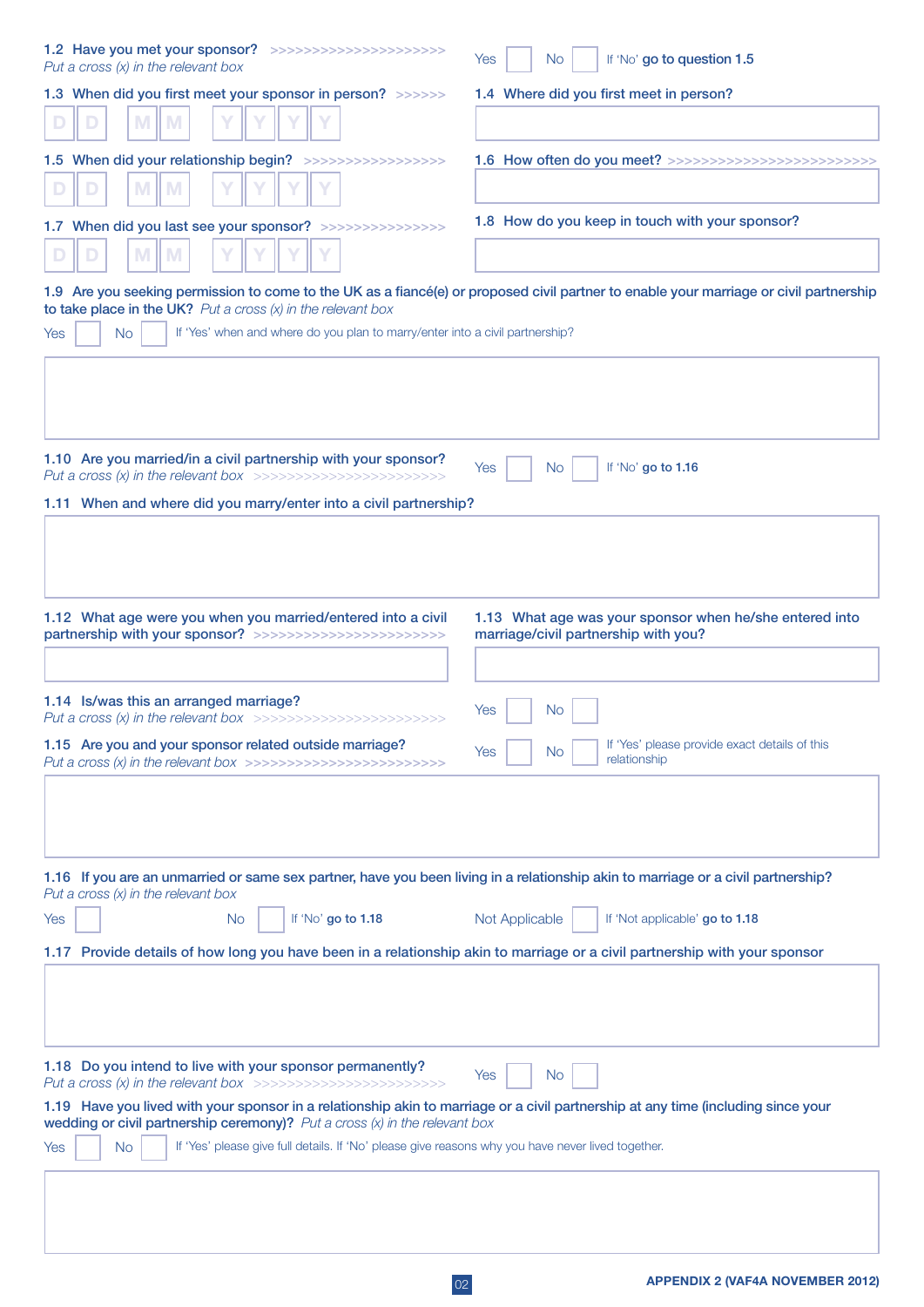**1.2 Have you met your sponsor?**
*Put a cross (x) in the relevant box*

Yes ☐ No ☐ If 'No' **go to question 1.5**

**1.3 When did you first meet your sponsor in person?**

D D M M Y Y Y Y

**1.4 Where did you first meet in person?**

**1.5 When did your relationship begin?**

D D M M Y Y Y Y

**1.6 How often do you meet?**

**1.7 When did you last see your sponsor?**

D D M M Y Y Y Y

**1.8 How do you keep in touch with your sponsor?**

**1.9 Are you seeking permission to come to the UK as a fiancé(e) or proposed civil partner to enable your marriage or civil partnership to take place in the UK?** *Put a cross (x) in the relevant box*

Yes ☐ No ☐ If 'Yes' when and where do you plan to marry/enter into a civil partnership?

**1.10 Are you married/in a civil partnership with your sponsor?**
*Put a cross (x) in the relevant box*

Yes ☐ No ☐ If 'No' **go to 1.16**

**1.11 When and where did you marry/enter into a civil partnership?**

**1.12 What age were you when you married/entered into a civil partnership with your sponsor?**

**1.13 What age was your sponsor when he/she entered into marriage/civil partnership with you?**

**1.14 Is/was this an arranged marriage?**
*Put a cross (x) in the relevant box*

Yes ☐ No ☐

**1.15 Are you and your sponsor related outside marriage?**
*Put a cross (x) in the relevant box*

Yes ☐ No ☐ If 'Yes' please provide exact details of this relationship

**1.16 If you are an unmarried or same sex partner, have you been living in a relationship akin to marriage or a civil partnership?**
*Put a cross (x) in the relevant box*

Yes ☐ No ☐ If 'No' **go to 1.18** Not Applicable ☐ If 'Not applicable' **go to 1.18**

**1.17 Provide details of how long you have been in a relationship akin to marriage or a civil partnership with your sponsor**

**1.18 Do you intend to live with your sponsor permanently?**
*Put a cross (x) in the relevant box*

Yes ☐ No ☐

**1.19 Have you lived with your sponsor in a relationship akin to marriage or a civil partnership at any time (including since your wedding or civil partnership ceremony)?** *Put a cross (x) in the relevant box*

Yes ☐ No ☐ If 'Yes' please give full details. If 'No' please give reasons why you have never lived together.

**APPENDIX 2 (VAF4A NOVEMBER 2012)**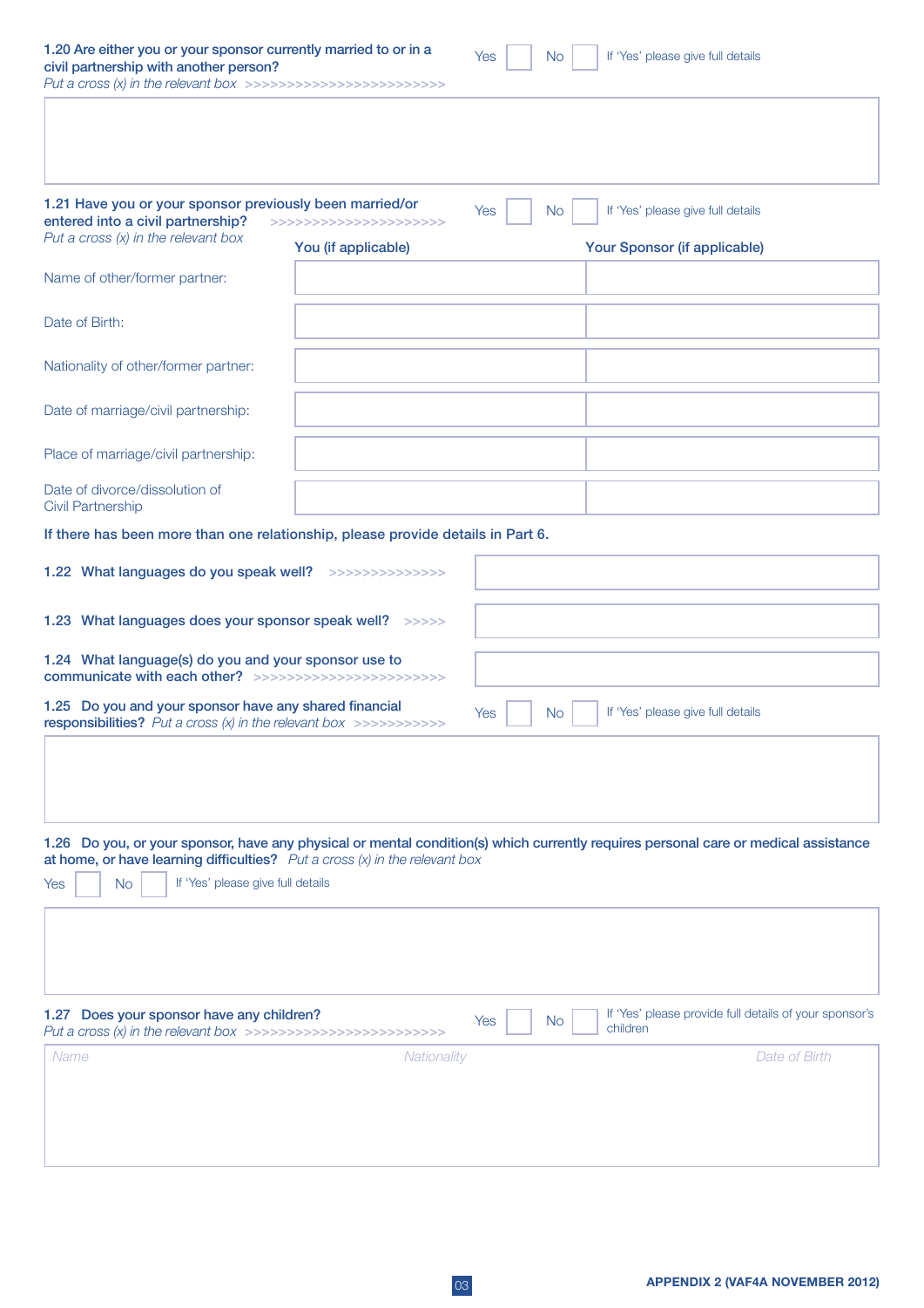**1.20 Are either you or your sponsor currently married to or in a civil partnership with another person?**
*Put a cross (x) in the relevant box* >>>>>>>>>>>>>>>>>>>>>>>>

Yes ☐ No ☐ If 'Yes' please give full details

**1.21 Have you or your sponsor previously been married/or entered into a civil partnership?** >>>>>>>>>>>>>>>>>>>>>
*Put a cross (x) in the relevant box*

Yes ☐ No ☐ If 'Yes' please give full details

| | **You (if applicable)** | **Your Sponsor (if applicable)** |
|---|---|---|
| Name of other/former partner: | | |
| Date of Birth: | | |
| Nationality of other/former partner: | | |
| Date of marriage/civil partnership: | | |
| Place of marriage/civil partnership: | | |
| Date of divorce/dissolution of Civil Partnership | | |

**If there has been more than one relationship, please provide details in Part 6.**

**1.22 What languages do you speak well?** >>>>>>>>>>>>>>

**1.23 What languages does your sponsor speak well?** >>>>>

**1.24 What language(s) do you and your sponsor use to communicate with each other?** >>>>>>>>>>>>>>>>>>>>>>>

**1.25 Do you and your sponsor have any shared financial responsibilities?** *Put a cross (x) in the relevant box* >>>>>>>>>>>

Yes ☐ No ☐ If 'Yes' please give full details

**1.26 Do you, or your sponsor, have any physical or mental condition(s) which currently requires personal care or medical assistance at home, or have learning difficulties?** *Put a cross (x) in the relevant box*

Yes ☐ No ☐ If 'Yes' please give full details

**1.27 Does your sponsor have any children?**
*Put a cross (x) in the relevant box* >>>>>>>>>>>>>>>>>>>>>>>>

Yes ☐ No ☐ If 'Yes' please provide full details of your sponsor's children

| *Name* | *Nationality* | *Date of Birth* |
|---|---|---|
| | | |

**APPENDIX 2 (VAF4A NOVEMBER 2012)**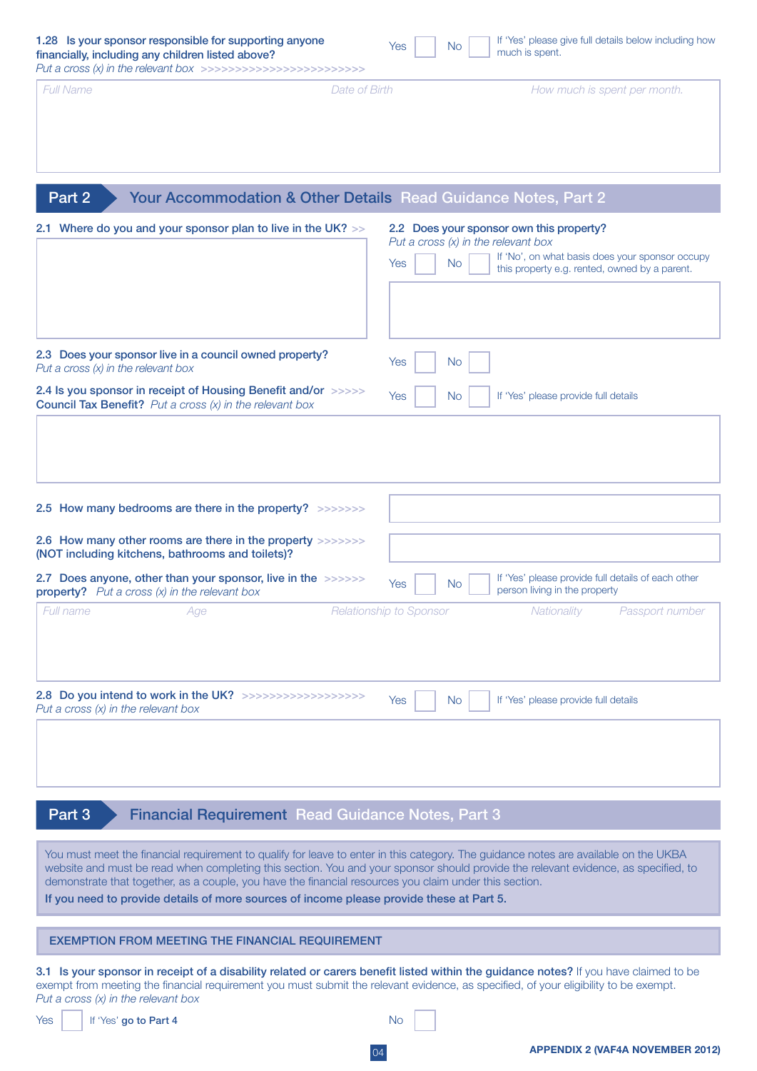**1.28 Is your sponsor responsible for supporting anyone financially, including any children listed above?**
*Put a cross (x) in the relevant box* >>>>>>>>>>>>>>>>>>>>>>>>

Yes ☐ No ☐ If 'Yes' please give full details below including how much is spent.

| Full Name | Date of Birth | How much is spent per month. |
|---|---|---|
| | | |

## Part 2 Your Accommodation & Other Details Read Guidance Notes, Part 2

**2.1 Where do you and your sponsor plan to live in the UK?** >>

**2.2 Does your sponsor own this property?**
*Put a cross (x) in the relevant box*

Yes ☐ No ☐ If 'No', on what basis does your sponsor occupy this property e.g. rented, owned by a parent.

**2.3 Does your sponsor live in a council owned property?**
*Put a cross (x) in the relevant box*

Yes ☐ No ☐

**2.4 Is you sponsor in receipt of Housing Benefit and/or Council Tax Benefit?** *Put a cross (x) in the relevant box* >>>>>

Yes ☐ No ☐ If 'Yes' please provide full details

**2.5 How many bedrooms are there in the property?** >>>>>>>

**2.6 How many other rooms are there in the property (NOT including kitchens, bathrooms and toilets)?** >>>>>>>

**2.7 Does anyone, other than your sponsor, live in the property?** *Put a cross (x) in the relevant box* >>>>>>

Yes ☐ No ☐ If 'Yes' please provide full details of each other person living in the property

| Full name | Age | Relationship to Sponsor | Nationality | Passport number |
|---|---|---|---|---|
| | | | | |

**2.8 Do you intend to work in the UK?** >>>>>>>>>>>>>>>>>>
*Put a cross (x) in the relevant box*

Yes ☐ No ☐ If 'Yes' please provide full details

## Part 3 Financial Requirement Read Guidance Notes, Part 3

You must meet the financial requirement to qualify for leave to enter in this category. The guidance notes are available on the UKBA website and must be read when completing this section. You and your sponsor should provide the relevant evidence, as specified, to demonstrate that together, as a couple, you have the financial resources you claim under this section.

**If you need to provide details of more sources of income please provide these at Part 5.**

### EXEMPTION FROM MEETING THE FINANCIAL REQUIREMENT

**3.1 Is your sponsor in receipt of a disability related or carers benefit listed within the guidance notes?** If you have claimed to be exempt from meeting the financial requirement you must submit the relevant evidence, as specified, of your eligibility to be exempt.
*Put a cross (x) in the relevant box*

Yes ☐ If 'Yes' **go to Part 4**  No ☐

APPENDIX 2 (VAF4A NOVEMBER 2012)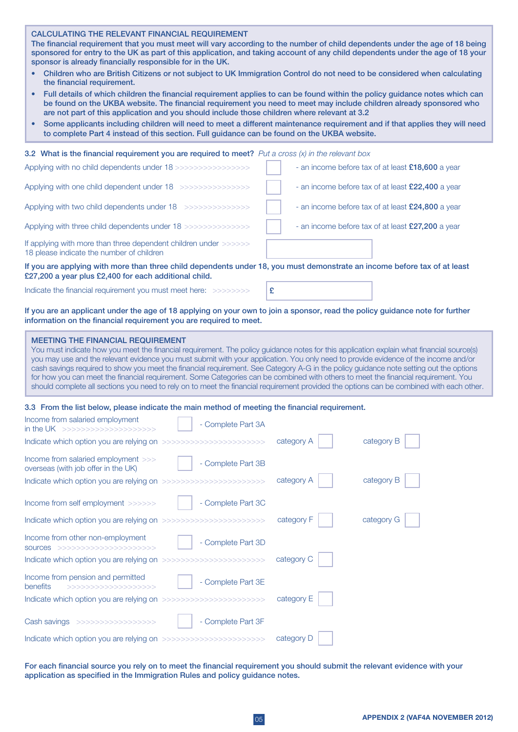## CALCULATING THE RELEVANT FINANCIAL REQUIREMENT

**The financial requirement that you must meet will vary according to the number of child dependents under the age of 18 being sponsored for entry to the UK as part of this application, and taking account of any child dependents under the age of 18 your sponsor is already financially responsible for in the UK.**

- **Children who are British Citizens or not subject to UK Immigration Control do not need to be considered when calculating the financial requirement.**
- **Full details of which children the financial requirement applies to can be found within the policy guidance notes which can be found on the UKBA website. The financial requirement you need to meet may include children already sponsored who are not part of this application and you should include those children where relevant at 3.2**
- **Some applicants including children will need to meet a different maintenance requirement and if that applies they will need to complete Part 4 instead of this section. Full guidance can be found on the UKBA website.**

**3.2 What is the financial requirement you are required to meet?** *Put a cross (x) in the relevant box*

| | | |
|---|---|---|
| Applying with no child dependents under 18 >>>>>>>>>>>>>>>> | ☐ | - an income before tax of at least **£18,600** a year |
| Applying with one child dependent under 18 >>>>>>>>>>>>>>> | ☐ | - an income before tax of at least **£22,400** a year |
| Applying with two child dependents under 18 >>>>>>>>>>>>>> | ☐ | - an income before tax of at least **£24,800** a year |
| Applying with three child dependents under 18 >>>>>>>>>>>>>> | ☐ | - an income before tax of at least **£27,200** a year |
| If applying with more than three dependent children under 18 please indicate the number of children >>>>>> | | |

**If you are applying with more than three child dependents under 18, you must demonstrate an income before tax of at least £27,200 a year plus £2,400 for each additional child.**

Indicate the financial requirement you must meet here: >>>>>>>> £

**If you are an applicant under the age of 18 applying on your own to join a sponsor, read the policy guidance note for further information on the financial requirement you are required to meet.**

## MEETING THE FINANCIAL REQUIREMENT

You must indicate how you meet the financial requirement. The policy guidance notes for this application explain what financial source(s) you may use and the relevant evidence you must submit with your application. You only need to provide evidence of the income and/or cash savings required to show you meet the financial requirement. See Category A-G in the policy guidance note setting out the options for how you can meet the financial requirement. Some Categories can be combined with others to meet the financial requirement. You should complete all sections you need to rely on to meet the financial requirement provided the options can be combined with each other.

**3.3 From the list below, please indicate the main method of meeting the financial requirement.**

| | | | | |
|---|---|---|---|---|
| Income from salaried employment in the UK >>>>>>>>>>>>>>>>>>>> | ☐ | - Complete Part 3A | | |
| Indicate which option you are relying on >>>>>>>>>>>>>>>>>>>>>> | | | category A ☐ | category B ☐ |
| Income from salaried employment overseas (with job offer in the UK) >>> | ☐ | - Complete Part 3B | | |
| Indicate which option you are relying on >>>>>>>>>>>>>>>>>>>>>> | | | category A ☐ | category B ☐ |
| Income from self employment >>>>>> | ☐ | - Complete Part 3C | | |
| Indicate which option you are relying on >>>>>>>>>>>>>>>>>>>>>> | | | category F ☐ | category G ☐ |
| Income from other non-employment sources >>>>>>>>>>>>>>>>>>>> | ☐ | - Complete Part 3D | | |
| Indicate which option you are relying on >>>>>>>>>>>>>>>>>>>>>> | | | category C ☐ | |
| Income from pension and permitted benefits >>>>>>>>>>>>>>>>>> | ☐ | - Complete Part 3E | | |
| Indicate which option you are relying on >>>>>>>>>>>>>>>>>>>>>> | | | category E ☐ | |
| Cash savings >>>>>>>>>>>>>>>>> | ☐ | - Complete Part 3F | | |
| Indicate which option you are relying on >>>>>>>>>>>>>>>>>>>>>> | | | category D ☐ | |

**For each financial source you rely on to meet the financial requirement you should submit the relevant evidence with your application as specified in the Immigration Rules and policy guidance notes.**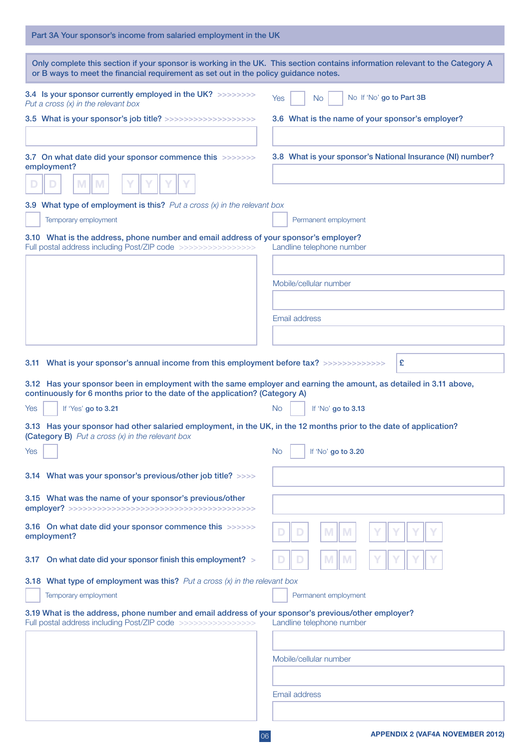## Part 3A Your sponsor's income from salaried employment in the UK

Only complete this section if your sponsor is working in the UK. This section contains information relevant to the Category A or B ways to meet the financial requirement as set out in the policy guidance notes.

**3.4 Is your sponsor currently employed in the UK?**
*Put a cross (x) in the relevant box*

Yes ☐ No ☐ No If 'No' **go to Part 3B**

**3.5 What is your sponsor's job title?**

**3.6 What is the name of your sponsor's employer?**

**3.7 On what date did your sponsor commence this employment?**

D D / M M / Y Y Y Y

**3.8 What is your sponsor's National Insurance (NI) number?**

**3.9 What type of employment is this?** *Put a cross (x) in the relevant box*

☐ Temporary employment ☐ Permanent employment

**3.10 What is the address, phone number and email address of your sponsor's employer?**

Full postal address including Post/ZIP code

Landline telephone number

Mobile/cellular number

Email address

**3.11 What is your sponsor's annual income from this employment before tax?** £

**3.12 Has your sponsor been in employment with the same employer and earning the amount, as detailed in 3.11 above, continuously for 6 months prior to the date of the application? (Category A)**

Yes ☐ If 'Yes' **go to 3.21** No ☐ If 'No' **go to 3.13**

**3.13 Has your sponsor had other salaried employment, in the UK, in the 12 months prior to the date of application? (Category B)** *Put a cross (x) in the relevant box*

Yes ☐ No ☐ If 'No' **go to 3.20**

**3.14 What was your sponsor's previous/other job title?**

**3.15 What was the name of your sponsor's previous/other employer?**

**3.16 On what date did your sponsor commence this employment?**

D D / M M / Y Y Y Y

**3.17 On what date did your sponsor finish this employment?**

D D / M M / Y Y Y Y

**3.18 What type of employment was this?** *Put a cross (x) in the relevant box*

☐ Temporary employment ☐ Permanent employment

**3.19 What is the address, phone number and email address of your sponsor's previous/other employer?**

Full postal address including Post/ZIP code

Landline telephone number

Mobile/cellular number

Email address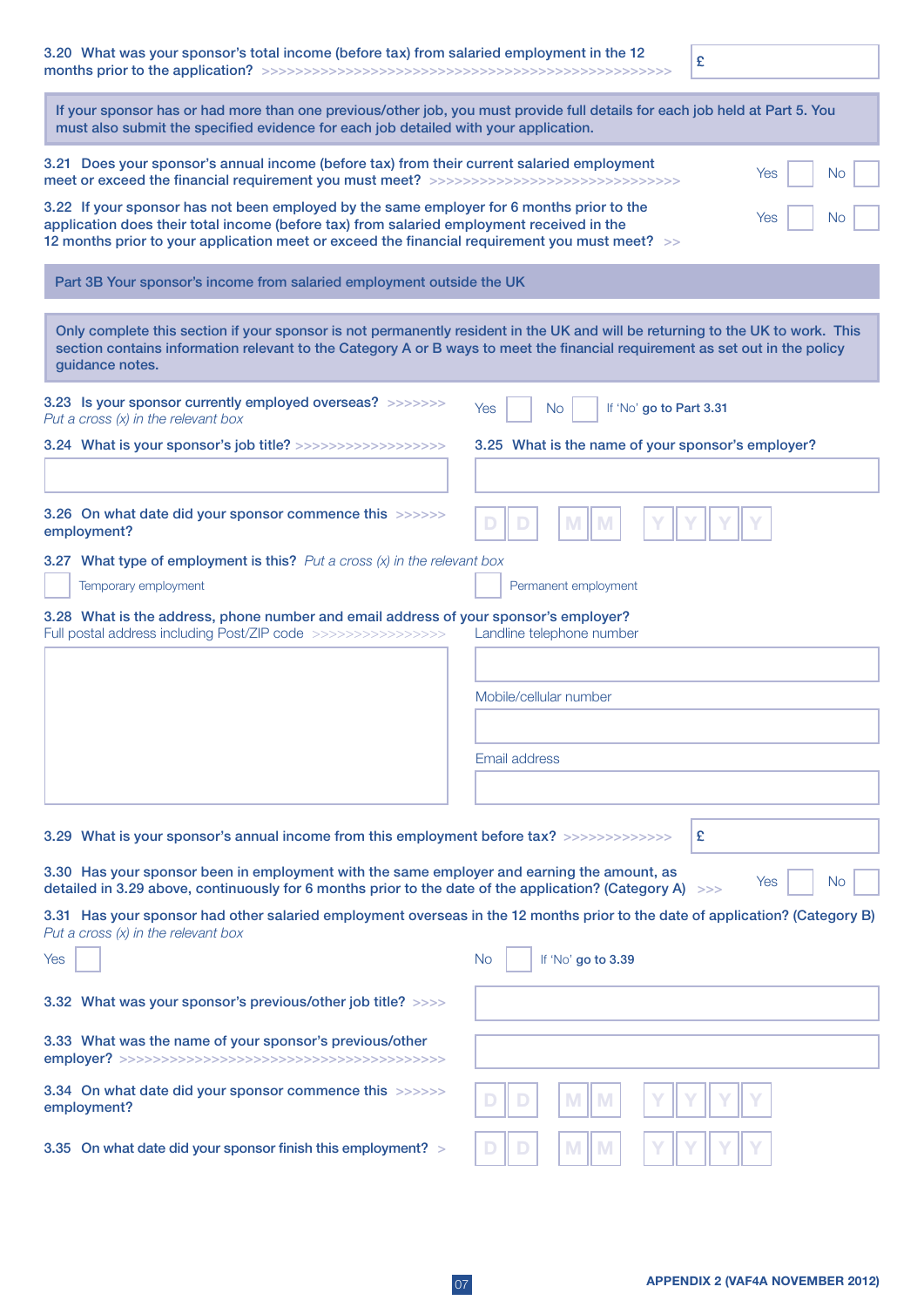3.20 What was your sponsor's total income (before tax) from salaried employment in the 12 months prior to the application? £

**If your sponsor has or had more than one previous/other job, you must provide full details for each job held at Part 5. You must also submit the specified evidence for each job detailed with your application.**

3.21 Does your sponsor's annual income (before tax) from their current salaried employment meet or exceed the financial requirement you must meet? Yes ☐ No ☐

3.22 If your sponsor has not been employed by the same employer for 6 months prior to the application does their total income (before tax) from salaried employment received in the 12 months prior to your application meet or exceed the financial requirement you must meet? Yes ☐ No ☐

## Part 3B Your sponsor's income from salaried employment outside the UK

**Only complete this section if your sponsor is not permanently resident in the UK and will be returning to the UK to work. This section contains information relevant to the Category A or B ways to meet the financial requirement as set out in the policy guidance notes.**

3.23 Is your sponsor currently employed overseas?
*Put a cross (x) in the relevant box*
Yes ☐ No ☐ If 'No' **go to Part 3.31**

3.24 What is your sponsor's job title?

3.25 What is the name of your sponsor's employer?

3.26 On what date did your sponsor commence this employment? D D / M M / Y Y Y Y

3.27 What type of employment is this? *Put a cross (x) in the relevant box*

☐ Temporary employment ☐ Permanent employment

3.28 What is the address, phone number and email address of your sponsor's employer?

Full postal address including Post/ZIP code

Landline telephone number

Mobile/cellular number

Email address

3.29 What is your sponsor's annual income from this employment before tax? £

3.30 Has your sponsor been in employment with the same employer and earning the amount, as detailed in 3.29 above, continuously for 6 months prior to the date of the application? (Category A) Yes ☐ No ☐

3.31 Has your sponsor had other salaried employment overseas in the 12 months prior to the date of application? (Category B)
*Put a cross (x) in the relevant box*

Yes ☐ No ☐ If 'No' **go to 3.39**

3.32 What was your sponsor's previous/other job title?

3.33 What was the name of your sponsor's previous/other employer?

3.34 On what date did your sponsor commence this employment? D D / M M / Y Y Y Y

3.35 On what date did your sponsor finish this employment? D D / M M / Y Y Y Y

APPENDIX 2 (VAF4A NOVEMBER 2012)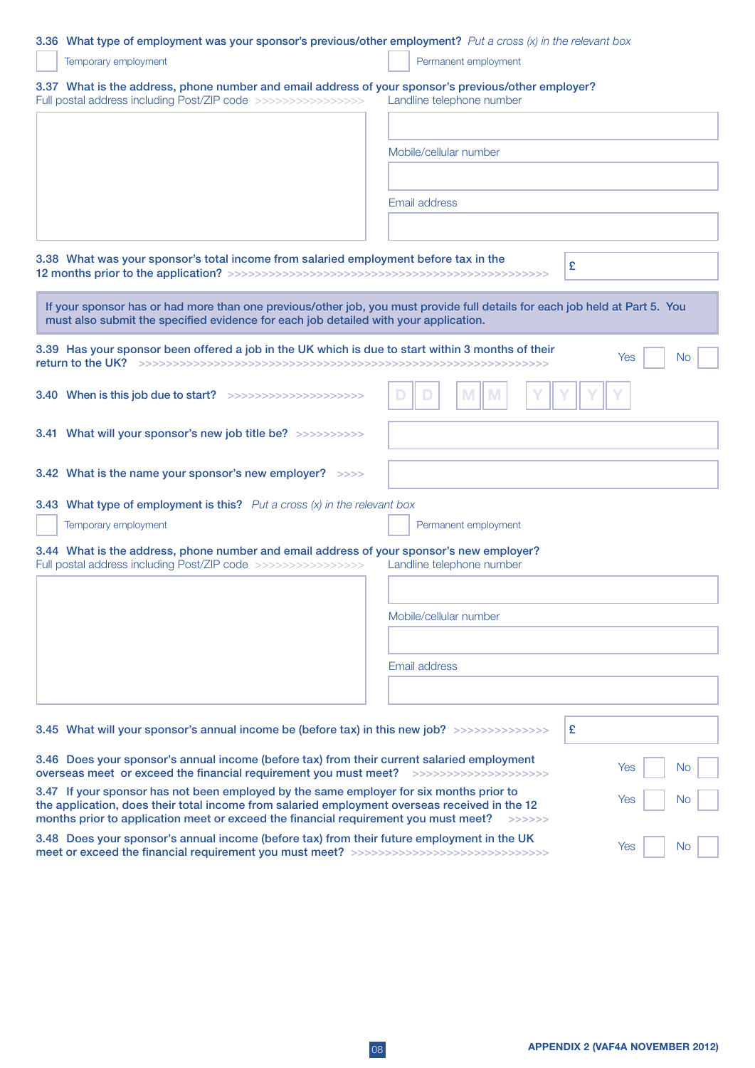**3.36 What type of employment was your sponsor's previous/other employment?** *Put a cross (x) in the relevant box*

☐ Temporary employment ☐ Permanent employment

**3.37 What is the address, phone number and email address of your sponsor's previous/other employer?**

Full postal address including Post/ZIP code >>>>>>>>>>>>>>>>

Landline telephone number

Mobile/cellular number

Email address

**3.38 What was your sponsor's total income from salaried employment before tax in the 12 months prior to the application?** >>>>>>>>>>>>>>>>>>>>>>>>>>>>>>>>>>>>>>>>>>>>>>>> £

**If your sponsor has or had more than one previous/other job, you must provide full details for each job held at Part 5. You must also submit the specified evidence for each job detailed with your application.**

**3.39 Has your sponsor been offered a job in the UK which is due to start within 3 months of their return to the UK?** >>>>>>>>>>>>>>>>>>>>>>>>>>>>>>>>>>>>>>>>>>>>>>>>>>>>>>>>>>>> Yes ☐ No ☐

**3.40 When is this job due to start?** >>>>>>>>>>>>>>>>>>>> D D M M Y Y Y Y

**3.41 What will your sponsor's new job title be?** >>>>>>>>>>

**3.42 What is the name your sponsor's new employer?** >>>>

**3.43 What type of employment is this?** *Put a cross (x) in the relevant box*

☐ Temporary employment ☐ Permanent employment

**3.44 What is the address, phone number and email address of your sponsor's new employer?**

Full postal address including Post/ZIP code >>>>>>>>>>>>>>>>

Landline telephone number

Mobile/cellular number

Email address

**3.45 What will your sponsor's annual income be (before tax) in this new job?** >>>>>>>>>>>>>> £

**3.46 Does your sponsor's annual income (before tax) from their current salaried employment overseas meet or exceed the financial requirement you must meet?** >>>>>>>>>>>>>>>>>>>> Yes ☐ No ☐

**3.47 If your sponsor has not been employed by the same employer for six months prior to the application, does their total income from salaried employment overseas received in the 12 months prior to application meet or exceed the financial requirement you must meet?** >>>>>> Yes ☐ No ☐

**3.48 Does your sponsor's annual income (before tax) from their future employment in the UK meet or exceed the financial requirement you must meet?** >>>>>>>>>>>>>>>>>>>>>>>>>>>>>> Yes ☐ No ☐

APPENDIX 2 (VAF4A NOVEMBER 2012)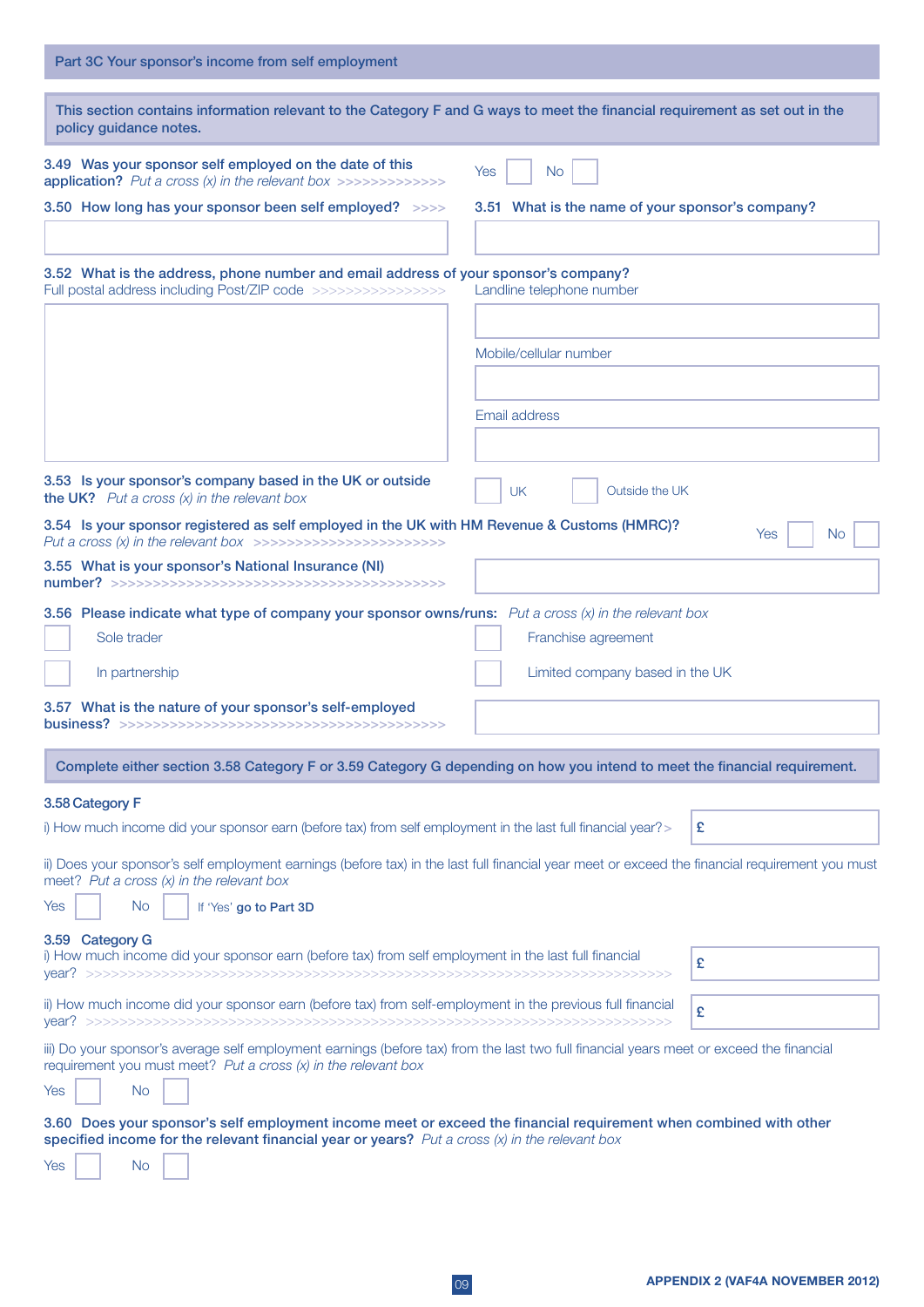## Part 3C Your sponsor's income from self employment

This section contains information relevant to the Category F and G ways to meet the financial requirement as set out in the policy guidance notes.

**3.49 Was your sponsor self employed on the date of this application?** *Put a cross (x) in the relevant box* >>>>>>>>>>>>>

Yes ☐ No ☐

**3.50 How long has your sponsor been self employed?** >>>>

**3.51 What is the name of your sponsor's company?**

**3.52 What is the address, phone number and email address of your sponsor's company?**

Full postal address including Post/ZIP code >>>>>>>>>>>>>>>>

Landline telephone number

Mobile/cellular number

Email address

**3.53 Is your sponsor's company based in the UK or outside the UK?** *Put a cross (x) in the relevant box*

☐ UK ☐ Outside the UK

**3.54 Is your sponsor registered as self employed in the UK with HM Revenue & Customs (HMRC)?**
*Put a cross (x) in the relevant box* >>>>>>>>>>>>>>>>>>>>>>>>

Yes ☐ No ☐

**3.55 What is your sponsor's National Insurance (NI) number?** >>>>>>>>>>>>>>>>>>>>>>>>>>>>>>>>>>>>>>>>>>>>

**3.56 Please indicate what type of company your sponsor owns/runs:** *Put a cross (x) in the relevant box*

☐ Sole trader

☐ Franchise agreement

☐ In partnership

☐ Limited company based in the UK

**3.57 What is the nature of your sponsor's self-employed business?** >>>>>>>>>>>>>>>>>>>>>>>>>>>>>>>>>>>>>>>>>>

Complete either section 3.58 Category F or 3.59 Category G depending on how you intend to meet the financial requirement.

**3.58 Category F**

i) How much income did your sponsor earn (before tax) from self employment in the last full financial year? > £

ii) Does your sponsor's self employment earnings (before tax) in the last full financial year meet or exceed the financial requirement you must meet? *Put a cross (x) in the relevant box*

Yes ☐ No ☐ If 'Yes' **go to Part 3D**

**3.59 Category G**

i) How much income did your sponsor earn (before tax) from self employment in the last full financial year? >>>>>>>>>>>>>>>>>>>>>>>>>>>>>>>>>>>>>>>>>>>>>>>>>>>>>>>>>>>>>>>>>>>>>>>>>>> £

ii) How much income did your sponsor earn (before tax) from self-employment in the previous full financial year? >>>>>>>>>>>>>>>>>>>>>>>>>>>>>>>>>>>>>>>>>>>>>>>>>>>>>>>>>>>>>>>>>>>>>>>>>>> £

iii) Do your sponsor's average self employment earnings (before tax) from the last two full financial years meet or exceed the financial requirement you must meet? *Put a cross (x) in the relevant box*

Yes ☐ No ☐

**3.60 Does your sponsor's self employment income meet or exceed the financial requirement when combined with other specified income for the relevant financial year or years?** *Put a cross (x) in the relevant box*

Yes ☐ No ☐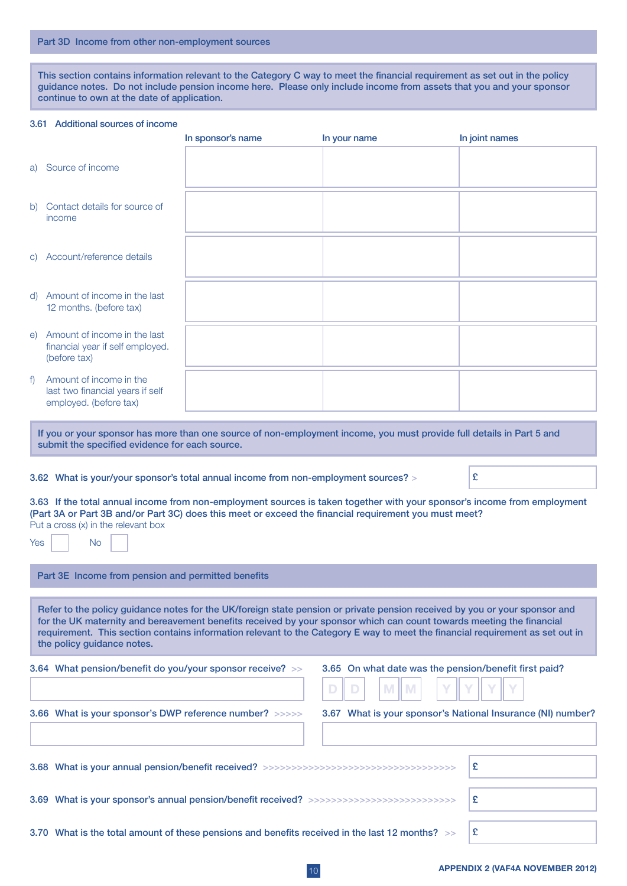## Part 3D Income from other non-employment sources

This section contains information relevant to the Category C way to meet the financial requirement as set out in the policy guidance notes. Do not include pension income here. Please only include income from assets that you and your sponsor continue to own at the date of application.

**3.61 Additional sources of income**

| | In sponsor's name | In your name | In joint names |
|---|---|---|---|
| a) Source of income | | | |
| b) Contact details for source of income | | | |
| c) Account/reference details | | | |
| d) Amount of income in the last 12 months. (before tax) | | | |
| e) Amount of income in the last financial year if self employed. (before tax) | | | |
| f) Amount of income in the last two financial years if self employed. (before tax) | | | |

If you or your sponsor has more than one source of non-employment income, you must provide full details in Part 5 and submit the specified evidence for each source.

**3.62 What is your/your sponsor's total annual income from non-employment sources?** > £

**3.63 If the total annual income from non-employment sources is taken together with your sponsor's income from employment (Part 3A or Part 3B and/or Part 3C) does this meet or exceed the financial requirement you must meet?**
Put a cross (x) in the relevant box

Yes ☐ No ☐

## Part 3E Income from pension and permitted benefits

Refer to the policy guidance notes for the UK/foreign state pension or private pension received by you or your sponsor and for the UK maternity and bereavement benefits received by your sponsor which can count towards meeting the financial requirement. This section contains information relevant to the Category E way to meet the financial requirement as set out in the policy guidance notes.

**3.64 What pension/benefit do you/your sponsor receive?** >>

**3.65 On what date was the pension/benefit first paid?**
D D / M M / Y Y Y Y

**3.66 What is your sponsor's DWP reference number?** >>>>>

**3.67 What is your sponsor's National Insurance (NI) number?**

**3.68 What is your annual pension/benefit received?** >>>>>>>>>>>>>>>>>>>>>>>>>>>>>>>>>>> £

**3.69 What is your sponsor's annual pension/benefit received?** >>>>>>>>>>>>>>>>>>>>>>>>>>> £

**3.70 What is the total amount of these pensions and benefits received in the last 12 months?** >> £

APPENDIX 2 (VAF4A NOVEMBER 2012)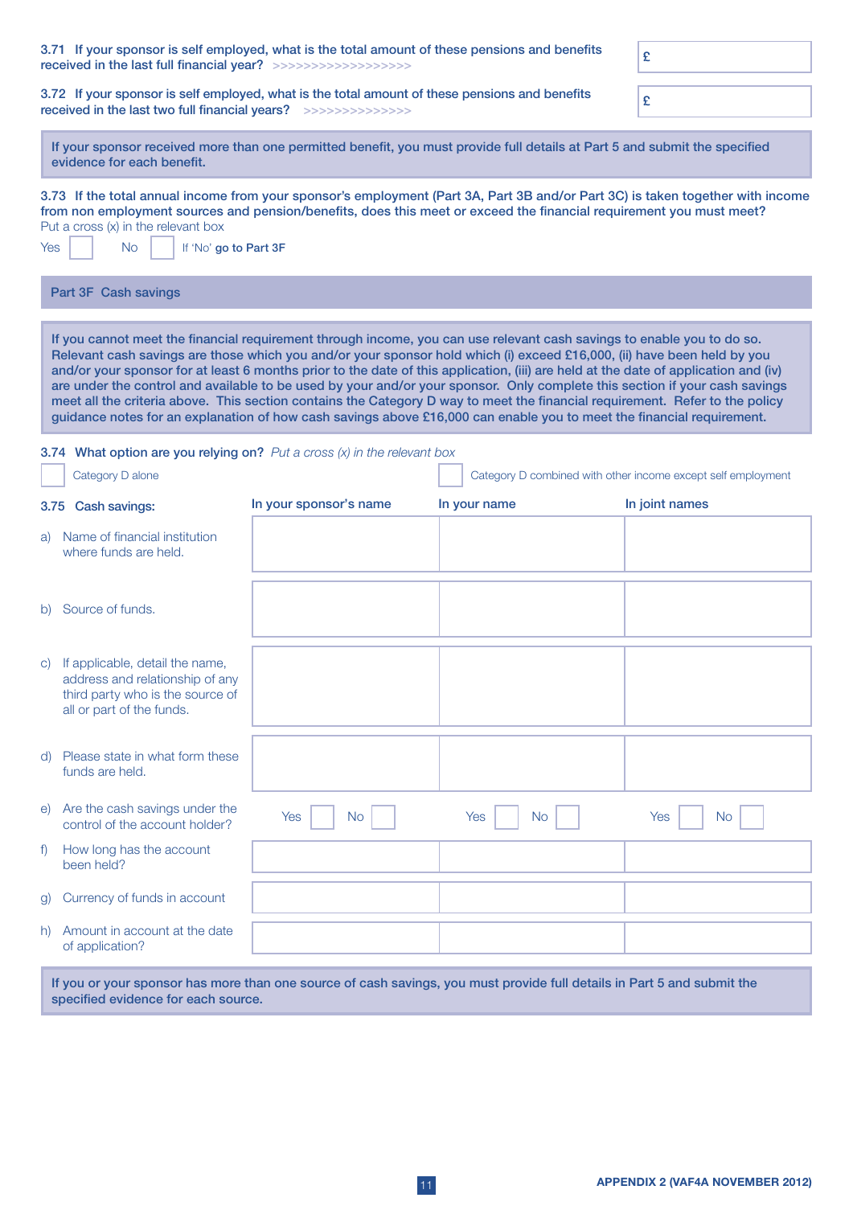**3.71 If your sponsor is self employed, what is the total amount of these pensions and benefits received in the last full financial year?** >>>>>>>>>>>>>>>>>> £

**3.72 If your sponsor is self employed, what is the total amount of these pensions and benefits received in the last two full financial years?** >>>>>>>>>>>>>> £

**If your sponsor received more than one permitted benefit, you must provide full details at Part 5 and submit the specified evidence for each benefit.**

**3.73 If the total annual income from your sponsor's employment (Part 3A, Part 3B and/or Part 3C) is taken together with income from non employment sources and pension/benefits, does this meet or exceed the financial requirement you must meet?**
Put a cross (x) in the relevant box

Yes ☐ No ☐ If 'No' **go to Part 3F**

## Part 3F Cash savings

**If you cannot meet the financial requirement through income, you can use relevant cash savings to enable you to do so. Relevant cash savings are those which you and/or your sponsor hold which (i) exceed £16,000, (ii) have been held by you and/or your sponsor for at least 6 months prior to the date of this application, (iii) are held at the date of application and (iv) are under the control and available to be used by your and/or your sponsor. Only complete this section if your cash savings meet all the criteria above. This section contains the Category D way to meet the financial requirement. Refer to the policy guidance notes for an explanation of how cash savings above £16,000 can enable you to meet the financial requirement.**

**3.74 What option are you relying on?** *Put a cross (x) in the relevant box*

☐ Category D alone ☐ Category D combined with other income except self employment

| **3.75 Cash savings:** | **In your sponsor's name** | **In your name** | **In joint names** |
|---|---|---|---|
| a) Name of financial institution where funds are held. | | | |
| b) Source of funds. | | | |
| c) If applicable, detail the name, address and relationship of any third party who is the source of all or part of the funds. | | | |
| d) Please state in what form these funds are held. | | | |
| e) Are the cash savings under the control of the account holder? | Yes ☐ No ☐ | Yes ☐ No ☐ | Yes ☐ No ☐ |
| f) How long has the account been held? | | | |
| g) Currency of funds in account | | | |
| h) Amount in account at the date of application? | | | |

**If you or your sponsor has more than one source of cash savings, you must provide full details in Part 5 and submit the specified evidence for each source.**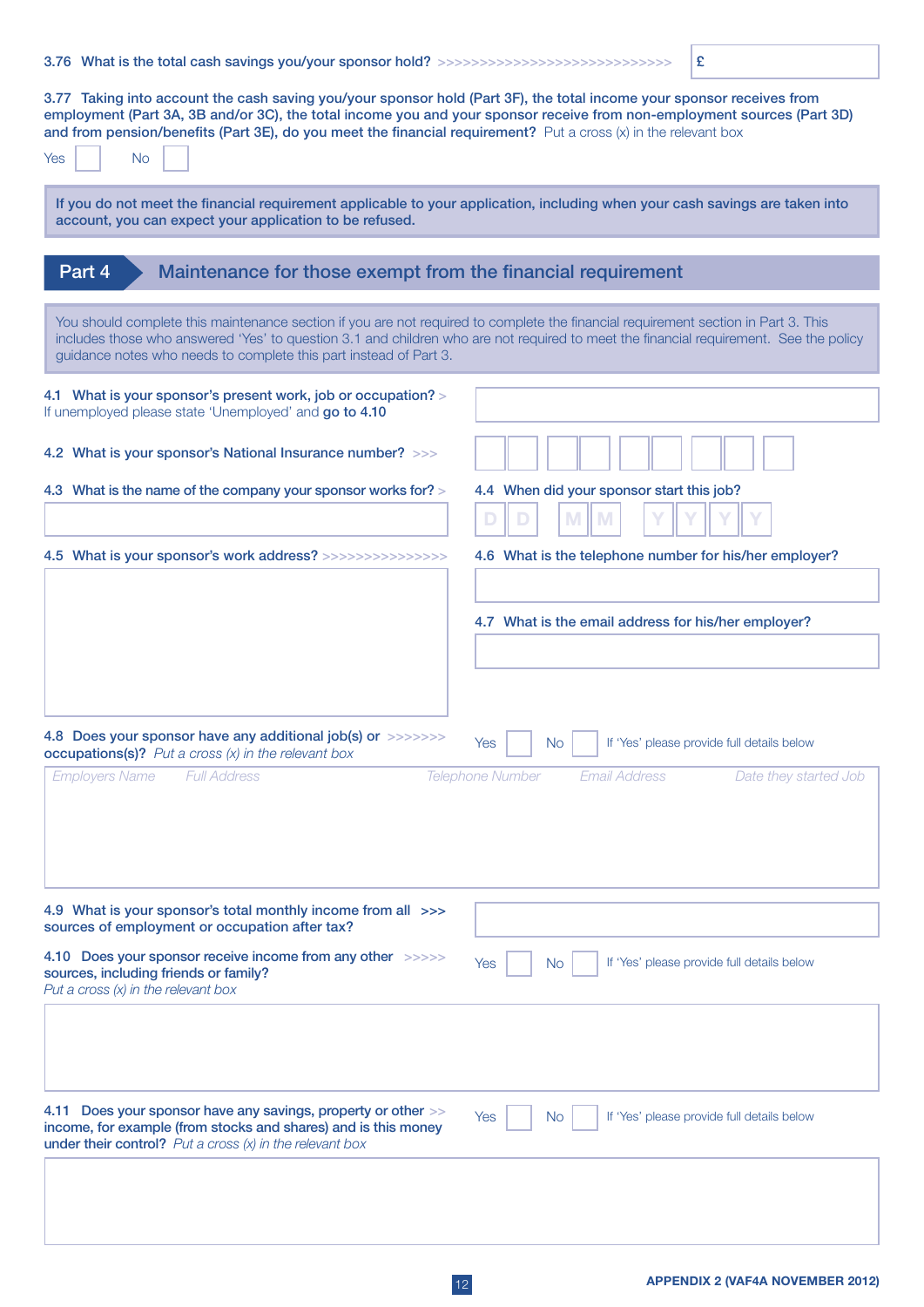3.76 What is the total cash savings you/your sponsor hold? £

3.77 Taking into account the cash saving you/your sponsor hold (Part 3F), the total income your sponsor receives from employment (Part 3A, 3B and/or 3C), the total income you and your sponsor receive from non-employment sources (Part 3D) and from pension/benefits (Part 3E), do you meet the financial requirement? Put a cross (x) in the relevant box

Yes ☐ No ☐

**If you do not meet the financial requirement applicable to your application, including when your cash savings are taken into account, you can expect your application to be refused.**

## Part 4 Maintenance for those exempt from the financial requirement

You should complete this maintenance section if you are not required to complete the financial requirement section in Part 3. This includes those who answered 'Yes' to question 3.1 and children who are not required to meet the financial requirement. See the policy guidance notes who needs to complete this part instead of Part 3.

4.1 What is your sponsor's present work, job or occupation?
If unemployed please state 'Unemployed' and **go to 4.10**

4.2 What is your sponsor's National Insurance number?

4.3 What is the name of the company your sponsor works for?

4.4 When did your sponsor start this job?
D D M M Y Y Y Y

4.5 What is your sponsor's work address?

4.6 What is the telephone number for his/her employer?

4.7 What is the email address for his/her employer?

4.8 Does your sponsor have any additional job(s) or occupations(s)? *Put a cross (x) in the relevant box*

Yes ☐ No ☐ If 'Yes' please provide full details below

| Employers Name | Full Address | Telephone Number | Email Address | Date they started Job |
|---|---|---|---|---|
| | | | | |

4.9 What is your sponsor's total monthly income from all sources of employment or occupation after tax?

4.10 Does your sponsor receive income from any other sources, including friends or family?
*Put a cross (x) in the relevant box*

Yes ☐ No ☐ If 'Yes' please provide full details below

4.11 Does your sponsor have any savings, property or other income, for example (from stocks and shares) and is this money under their control? *Put a cross (x) in the relevant box*

Yes ☐ No ☐ If 'Yes' please provide full details below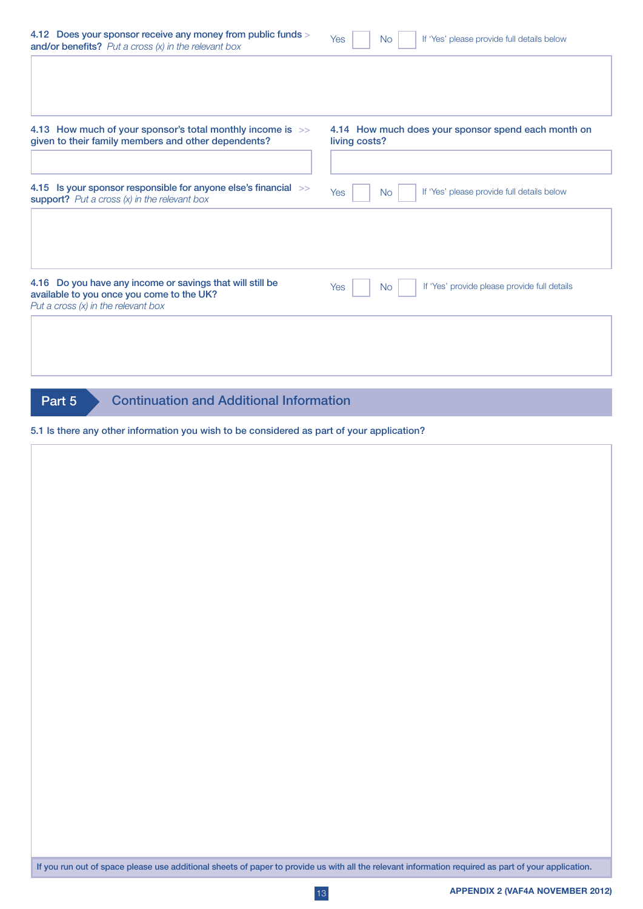**4.12 Does your sponsor receive any money from public funds and/or benefits?** *Put a cross (x) in the relevant box*

Yes ☐ No ☐ If 'Yes' please provide full details below

**4.13 How much of your sponsor's total monthly income is given to their family members and other dependents?**

**4.14 How much does your sponsor spend each month on living costs?**

**4.15 Is your sponsor responsible for anyone else's financial support?** *Put a cross (x) in the relevant box*

Yes ☐ No ☐ If 'Yes' please provide full details below

**4.16 Do you have any income or savings that will still be available to you once you come to the UK?**
*Put a cross (x) in the relevant box*

Yes ☐ No ☐ If 'Yes' provide please provide full details

## Part 5 Continuation and Additional Information

**5.1 Is there any other information you wish to be considered as part of your application?**

If you run out of space please use additional sheets of paper to provide us with all the relevant information required as part of your application.

APPENDIX 2 (VAF4A NOVEMBER 2012)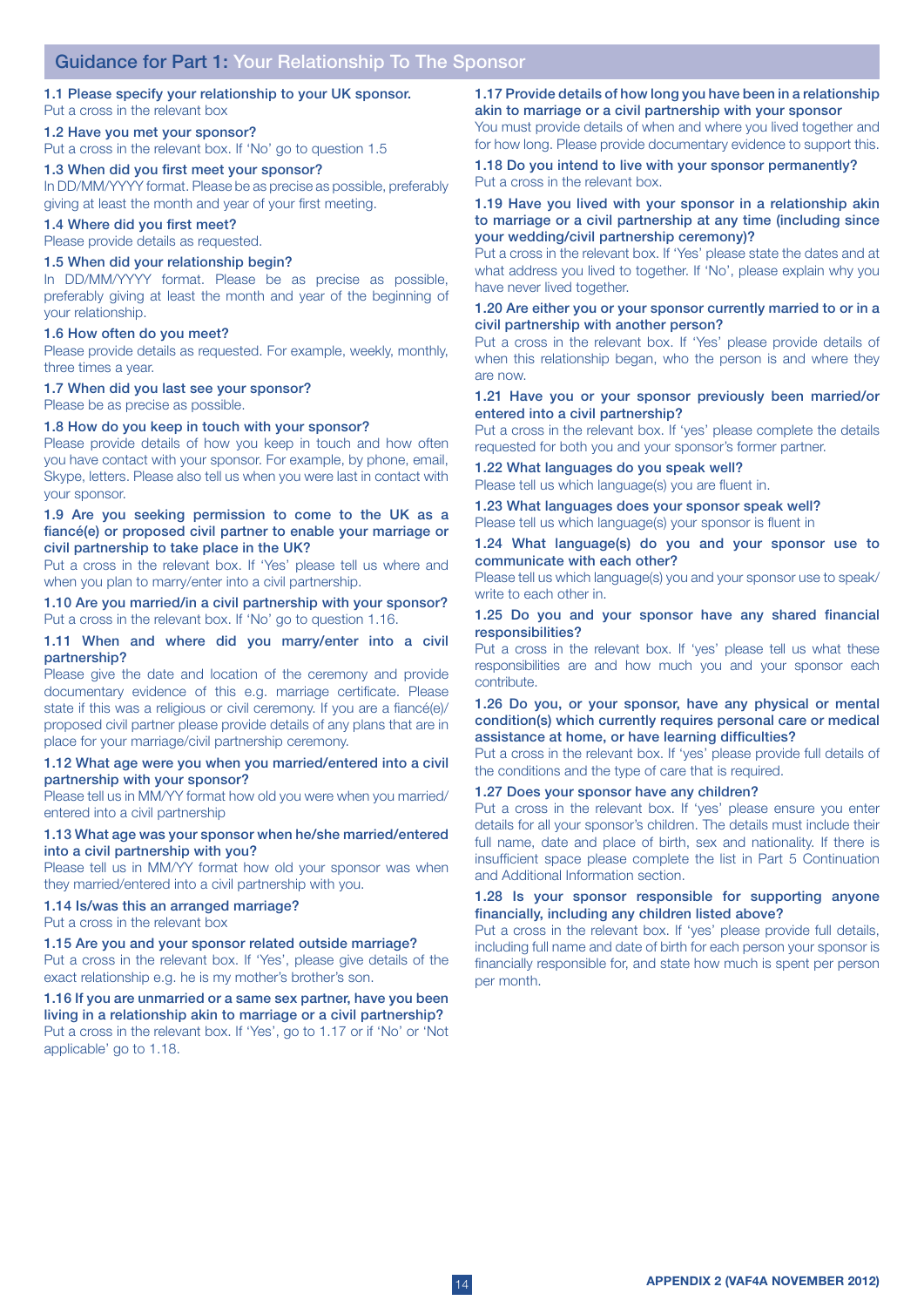## Guidance for Part 1: Your Relationship To The Sponsor

**1.1 Please specify your relationship to your UK sponsor.**
Put a cross in the relevant box

**1.2 Have you met your sponsor?**
Put a cross in the relevant box. If 'No' go to question 1.5

**1.3 When did you first meet your sponsor?**
In DD/MM/YYYY format. Please be as precise as possible, preferably giving at least the month and year of your first meeting.

**1.4 Where did you first meet?**
Please provide details as requested.

**1.5 When did your relationship begin?**
In DD/MM/YYYY format. Please be as precise as possible, preferably giving at least the month and year of the beginning of your relationship.

**1.6 How often do you meet?**
Please provide details as requested. For example, weekly, monthly, three times a year.

**1.7 When did you last see your sponsor?**
Please be as precise as possible.

**1.8 How do you keep in touch with your sponsor?**
Please provide details of how you keep in touch and how often you have contact with your sponsor. For example, by phone, email, Skype, letters. Please also tell us when you were last in contact with your sponsor.

**1.9 Are you seeking permission to come to the UK as a fiancé(e) or proposed civil partner to enable your marriage or civil partnership to take place in the UK?**
Put a cross in the relevant box. If 'Yes' please tell us where and when you plan to marry/enter into a civil partnership.

**1.10 Are you married/in a civil partnership with your sponsor?**
Put a cross in the relevant box. If 'No' go to question 1.16.

**1.11 When and where did you marry/enter into a civil partnership?**
Please give the date and location of the ceremony and provide documentary evidence of this e.g. marriage certificate. Please state if this was a religious or civil ceremony. If you are a fiancé(e)/proposed civil partner please provide details of any plans that are in place for your marriage/civil partnership ceremony.

**1.12 What age were you when you married/entered into a civil partnership with your sponsor?**
Please tell us in MM/YY format how old you were when you married/entered into a civil partnership

**1.13 What age was your sponsor when he/she married/entered into a civil partnership with you?**
Please tell us in MM/YY format how old your sponsor was when they married/entered into a civil partnership with you.

**1.14 Is/was this an arranged marriage?**
Put a cross in the relevant box

**1.15 Are you and your sponsor related outside marriage?**
Put a cross in the relevant box. If 'Yes', please give details of the exact relationship e.g. he is my mother's brother's son.

**1.16 If you are unmarried or a same sex partner, have you been living in a relationship akin to marriage or a civil partnership?**
Put a cross in the relevant box. If 'Yes', go to 1.17 or if 'No' or 'Not applicable' go to 1.18.

**1.17 Provide details of how long you have been in a relationship akin to marriage or a civil partnership with your sponsor**
You must provide details of when and where you lived together and for how long. Please provide documentary evidence to support this.

**1.18 Do you intend to live with your sponsor permanently?**
Put a cross in the relevant box.

**1.19 Have you lived with your sponsor in a relationship akin to marriage or a civil partnership at any time (including since your wedding/civil partnership ceremony)?**
Put a cross in the relevant box. If 'Yes' please state the dates and at what address you lived to together. If 'No', please explain why you have never lived together.

**1.20 Are either you or your sponsor currently married to or in a civil partnership with another person?**
Put a cross in the relevant box. If 'Yes' please provide details of when this relationship began, who the person is and where they are now.

**1.21 Have you or your sponsor previously been married/or entered into a civil partnership?**
Put a cross in the relevant box. If 'yes' please complete the details requested for both you and your sponsor's former partner.

**1.22 What languages do you speak well?**
Please tell us which language(s) you are fluent in.

**1.23 What languages does your sponsor speak well?**
Please tell us which language(s) your sponsor is fluent in

**1.24 What language(s) do you and your sponsor use to communicate with each other?**
Please tell us which language(s) you and your sponsor use to speak/write to each other in.

**1.25 Do you and your sponsor have any shared financial responsibilities?**
Put a cross in the relevant box. If 'yes' please tell us what these responsibilities are and how much you and your sponsor each contribute.

**1.26 Do you, or your sponsor, have any physical or mental condition(s) which currently requires personal care or medical assistance at home, or have learning difficulties?**
Put a cross in the relevant box. If 'yes' please provide full details of the conditions and the type of care that is required.

**1.27 Does your sponsor have any children?**
Put a cross in the relevant box. If 'yes' please ensure you enter details for all your sponsor's children. The details must include their full name, date and place of birth, sex and nationality. If there is insufficient space please complete the list in Part 5 Continuation and Additional Information section.

**1.28 Is your sponsor responsible for supporting anyone financially, including any children listed above?**
Put a cross in the relevant box. If 'yes' please provide full details, including full name and date of birth for each person your sponsor is financially responsible for, and state how much is spent per person per month.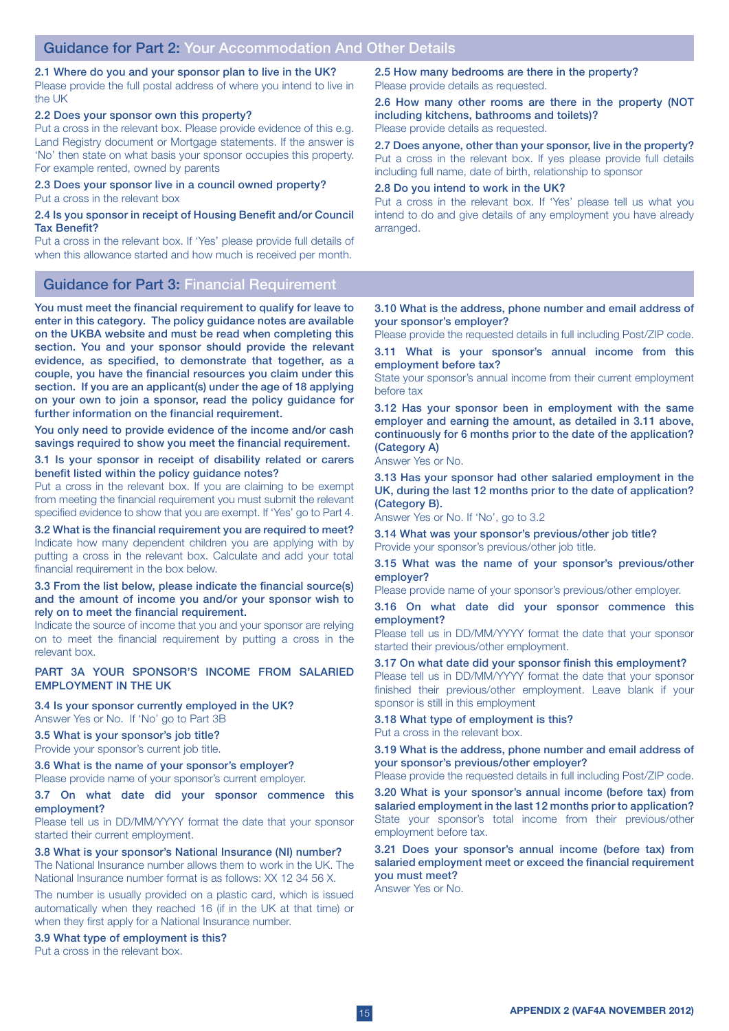## Guidance for Part 2: Your Accommodation And Other Details

**2.1 Where do you and your sponsor plan to live in the UK?**
Please provide the full postal address of where you intend to live in the UK

**2.2 Does your sponsor own this property?**
Put a cross in the relevant box. Please provide evidence of this e.g. Land Registry document or Mortgage statements. If the answer is 'No' then state on what basis your sponsor occupies this property. For example rented, owned by parents

**2.3 Does your sponsor live in a council owned property?**
Put a cross in the relevant box

**2.4 Is you sponsor in receipt of Housing Benefit and/or Council Tax Benefit?**
Put a cross in the relevant box. If 'Yes' please provide full details of when this allowance started and how much is received per month.

**2.5 How many bedrooms are there in the property?**
Please provide details as requested.

**2.6 How many other rooms are there in the property (NOT including kitchens, bathrooms and toilets)?**
Please provide details as requested.

**2.7 Does anyone, other than your sponsor, live in the property?**
Put a cross in the relevant box. If yes please provide full details including full name, date of birth, relationship to sponsor

**2.8 Do you intend to work in the UK?**
Put a cross in the relevant box. If 'Yes' please tell us what you intend to do and give details of any employment you have already arranged.

## Guidance for Part 3: Financial Requirement

**You must meet the financial requirement to qualify for leave to enter in this category. The policy guidance notes are available on the UKBA website and must be read when completing this section. You and your sponsor should provide the relevant evidence, as specified, to demonstrate that together, as a couple, you have the financial resources you claim under this section. If you are an applicant(s) under the age of 18 applying on your own to join a sponsor, read the policy guidance for further information on the financial requirement.**

**You only need to provide evidence of the income and/or cash savings required to show you meet the financial requirement.**

**3.1 Is your sponsor in receipt of disability related or carers benefit listed within the policy guidance notes?**
Put a cross in the relevant box. If you are claiming to be exempt from meeting the financial requirement you must submit the relevant specified evidence to show that you are exempt. If 'Yes' go to Part 4.

**3.2 What is the financial requirement you are required to meet?**
Indicate how many dependent children you are applying with by putting a cross in the relevant box. Calculate and add your total financial requirement in the box below.

**3.3 From the list below, please indicate the financial source(s) and the amount of income you and/or your sponsor wish to rely on to meet the financial requirement.**
Indicate the source of income that you and your sponsor are relying on to meet the financial requirement by putting a cross in the relevant box.

**PART 3A YOUR SPONSOR'S INCOME FROM SALARIED EMPLOYMENT IN THE UK**

**3.4 Is your sponsor currently employed in the UK?**
Answer Yes or No. If 'No' go to Part 3B

**3.5 What is your sponsor's job title?**
Provide your sponsor's current job title.

**3.6 What is the name of your sponsor's employer?**
Please provide name of your sponsor's current employer.

**3.7 On what date did your sponsor commence this employment?**
Please tell us in DD/MM/YYYY format the date that your sponsor started their current employment.

**3.8 What is your sponsor's National Insurance (NI) number?**
The National Insurance number allows them to work in the UK. The National Insurance number format is as follows: XX 12 34 56 X.

The number is usually provided on a plastic card, which is issued automatically when they reached 16 (if in the UK at that time) or when they first apply for a National Insurance number.

**3.9 What type of employment is this?**
Put a cross in the relevant box.

**3.10 What is the address, phone number and email address of your sponsor's employer?**
Please provide the requested details in full including Post/ZIP code.

**3.11 What is your sponsor's annual income from this employment before tax?**
State your sponsor's annual income from their current employment before tax

**3.12 Has your sponsor been in employment with the same employer and earning the amount, as detailed in 3.11 above, continuously for 6 months prior to the date of the application? (Category A)**
Answer Yes or No.

**3.13 Has your sponsor had other salaried employment in the UK, during the last 12 months prior to the date of application? (Category B).**
Answer Yes or No. If 'No', go to 3.2

**3.14 What was your sponsor's previous/other job title?**
Provide your sponsor's previous/other job title.

**3.15 What was the name of your sponsor's previous/other employer?**
Please provide name of your sponsor's previous/other employer.

**3.16 On what date did your sponsor commence this employment?**
Please tell us in DD/MM/YYYY format the date that your sponsor started their previous/other employment.

**3.17 On what date did your sponsor finish this employment?**
Please tell us in DD/MM/YYYY format the date that your sponsor finished their previous/other employment. Leave blank if your sponsor is still in this employment

**3.18 What type of employment is this?**
Put a cross in the relevant box.

**3.19 What is the address, phone number and email address of your sponsor's previous/other employer?**
Please provide the requested details in full including Post/ZIP code.

**3.20 What is your sponsor's annual income (before tax) from salaried employment in the last 12 months prior to application?**
State your sponsor's total income from their previous/other employment before tax.

**3.21 Does your sponsor's annual income (before tax) from salaried employment meet or exceed the financial requirement you must meet?**
Answer Yes or No.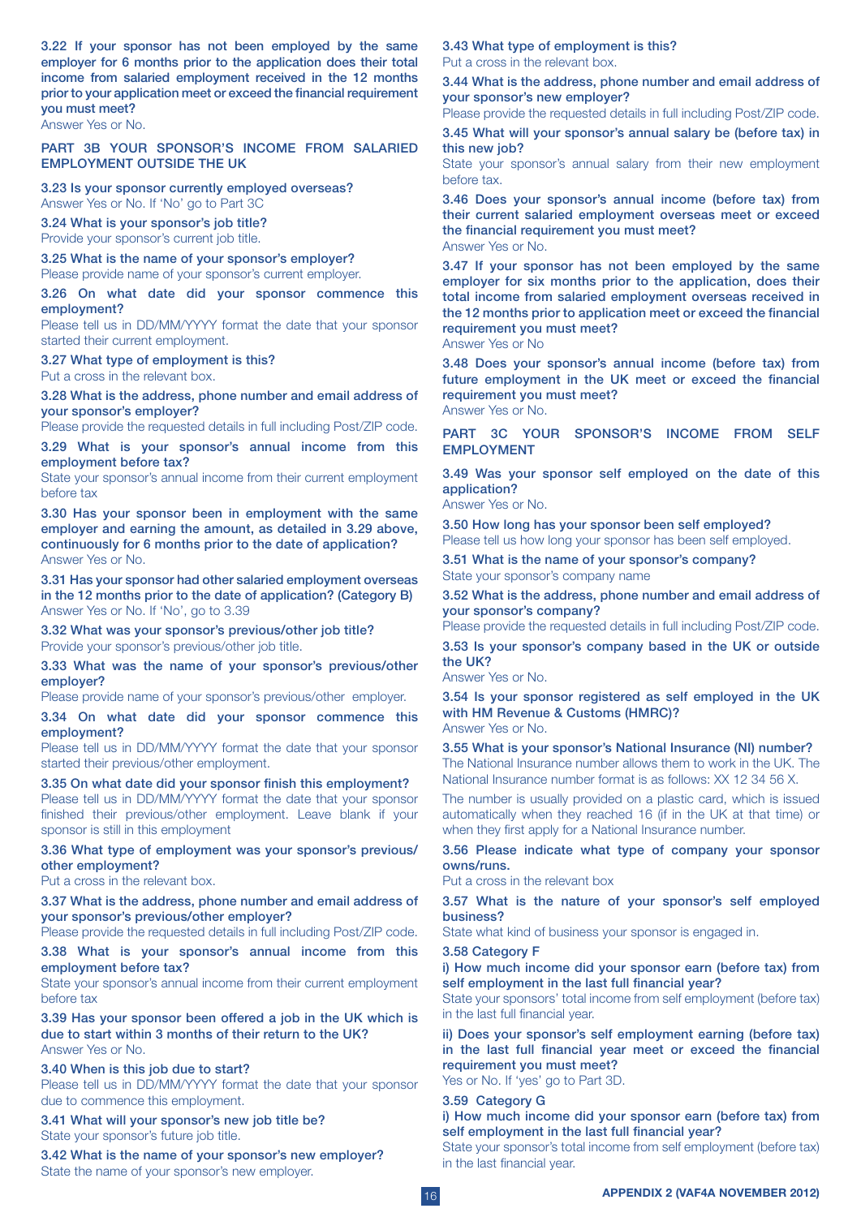**3.22 If your sponsor has not been employed by the same employer for 6 months prior to the application does their total income from salaried employment received in the 12 months prior to your application meet or exceed the financial requirement you must meet?**
Answer Yes or No.

## PART 3B YOUR SPONSOR'S INCOME FROM SALARIED EMPLOYMENT OUTSIDE THE UK

**3.23 Is your sponsor currently employed overseas?**
Answer Yes or No. If 'No' go to Part 3C

**3.24 What is your sponsor's job title?**
Provide your sponsor's current job title.

**3.25 What is the name of your sponsor's employer?**
Please provide name of your sponsor's current employer.

**3.26 On what date did your sponsor commence this employment?**
Please tell us in DD/MM/YYYY format the date that your sponsor started their current employment.

**3.27 What type of employment is this?**
Put a cross in the relevant box.

**3.28 What is the address, phone number and email address of your sponsor's employer?**
Please provide the requested details in full including Post/ZIP code.

**3.29 What is your sponsor's annual income from this employment before tax?**
State your sponsor's annual income from their current employment before tax

**3.30 Has your sponsor been in employment with the same employer and earning the amount, as detailed in 3.29 above, continuously for 6 months prior to the date of application?**
Answer Yes or No.

**3.31 Has your sponsor had other salaried employment overseas in the 12 months prior to the date of application? (Category B)**
Answer Yes or No. If 'No', go to 3.39

**3.32 What was your sponsor's previous/other job title?**
Provide your sponsor's previous/other job title.

**3.33 What was the name of your sponsor's previous/other employer?**
Please provide name of your sponsor's previous/other employer.

**3.34 On what date did your sponsor commence this employment?**
Please tell us in DD/MM/YYYY format the date that your sponsor started their previous/other employment.

**3.35 On what date did your sponsor finish this employment?**
Please tell us in DD/MM/YYYY format the date that your sponsor finished their previous/other employment. Leave blank if your sponsor is still in this employment

**3.36 What type of employment was your sponsor's previous/other employment?**
Put a cross in the relevant box.

**3.37 What is the address, phone number and email address of your sponsor's previous/other employer?**
Please provide the requested details in full including Post/ZIP code.

**3.38 What is your sponsor's annual income from this employment before tax?**
State your sponsor's annual income from their current employment before tax

**3.39 Has your sponsor been offered a job in the UK which is due to start within 3 months of their return to the UK?**
Answer Yes or No.

**3.40 When is this job due to start?**
Please tell us in DD/MM/YYYY format the date that your sponsor due to commence this employment.

**3.41 What will your sponsor's new job title be?**
State your sponsor's future job title.

**3.42 What is the name of your sponsor's new employer?**
State the name of your sponsor's new employer.

**3.43 What type of employment is this?**
Put a cross in the relevant box.

**3.44 What is the address, phone number and email address of your sponsor's new employer?**
Please provide the requested details in full including Post/ZIP code.

**3.45 What will your sponsor's annual salary be (before tax) in this new job?**
State your sponsor's annual salary from their new employment before tax.

**3.46 Does your sponsor's annual income (before tax) from their current salaried employment overseas meet or exceed the financial requirement you must meet?**
Answer Yes or No.

**3.47 If your sponsor has not been employed by the same employer for six months prior to the application, does their total income from salaried employment overseas received in the 12 months prior to application meet or exceed the financial requirement you must meet?**
Answer Yes or No

**3.48 Does your sponsor's annual income (before tax) from future employment in the UK meet or exceed the financial requirement you must meet?**
Answer Yes or No.

## PART 3C YOUR SPONSOR'S INCOME FROM SELF EMPLOYMENT

**3.49 Was your sponsor self employed on the date of this application?**
Answer Yes or No.

**3.50 How long has your sponsor been self employed?**
Please tell us how long your sponsor has been self employed.

**3.51 What is the name of your sponsor's company?**
State your sponsor's company name

**3.52 What is the address, phone number and email address of your sponsor's company?**
Please provide the requested details in full including Post/ZIP code.

**3.53 Is your sponsor's company based in the UK or outside the UK?**
Answer Yes or No.

**3.54 Is your sponsor registered as self employed in the UK with HM Revenue & Customs (HMRC)?**
Answer Yes or No.

**3.55 What is your sponsor's National Insurance (NI) number?**
The National Insurance number allows them to work in the UK. The National Insurance number format is as follows: XX 12 34 56 X.

The number is usually provided on a plastic card, which is issued automatically when they reached 16 (if in the UK at that time) or when they first apply for a National Insurance number.

**3.56 Please indicate what type of company your sponsor owns/runs.**
Put a cross in the relevant box

**3.57 What is the nature of your sponsor's self employed business?**
State what kind of business your sponsor is engaged in.

**3.58 Category F**

**i) How much income did your sponsor earn (before tax) from self employment in the last full financial year?**
State your sponsors' total income from self employment (before tax) in the last full financial year.

**ii) Does your sponsor's self employment earning (before tax) in the last full financial year meet or exceed the financial requirement you must meet?**
Yes or No. If 'yes' go to Part 3D.

**3.59 Category G**

**i) How much income did your sponsor earn (before tax) from self employment in the last full financial year?**
State your sponsor's total income from self employment (before tax) in the last financial year.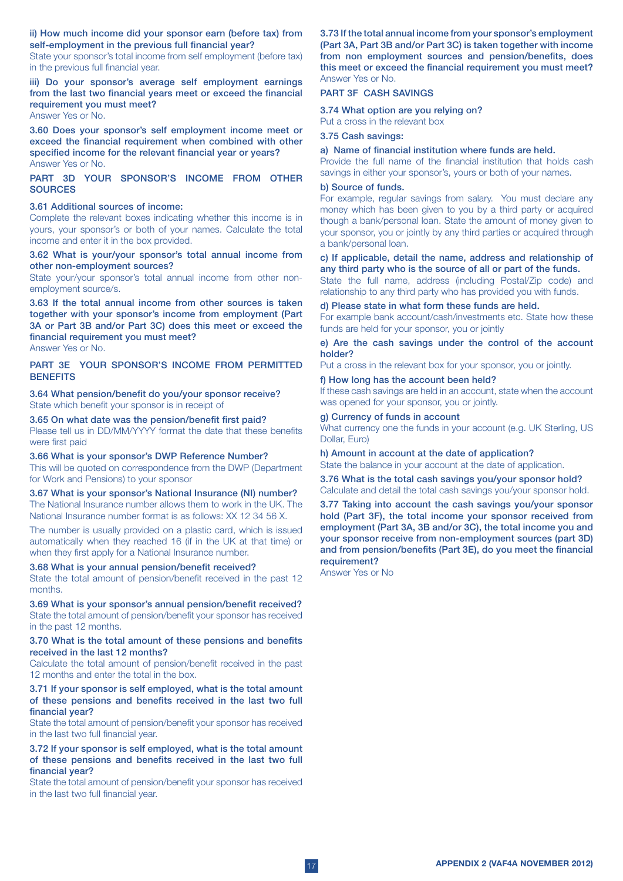**ii) How much income did your sponsor earn (before tax) from self-employment in the previous full financial year?**
State your sponsor's total income from self employment (before tax) in the previous full financial year.

**iii) Do your sponsor's average self employment earnings from the last two financial years meet or exceed the financial requirement you must meet?**
Answer Yes or No.

**3.60 Does your sponsor's self employment income meet or exceed the financial requirement when combined with other specified income for the relevant financial year or years?**
Answer Yes or No.

## PART 3D YOUR SPONSOR'S INCOME FROM OTHER SOURCES

**3.61 Additional sources of income:**
Complete the relevant boxes indicating whether this income is in yours, your sponsor's or both of your names. Calculate the total income and enter it in the box provided.

**3.62 What is your/your sponsor's total annual income from other non-employment sources?**
State your/your sponsor's total annual income from other non-employment source/s.

**3.63 If the total annual income from other sources is taken together with your sponsor's income from employment (Part 3A or Part 3B and/or Part 3C) does this meet or exceed the financial requirement you must meet?**
Answer Yes or No.

## PART 3E YOUR SPONSOR'S INCOME FROM PERMITTED BENEFITS

**3.64 What pension/benefit do you/your sponsor receive?**
State which benefit your sponsor is in receipt of

**3.65 On what date was the pension/benefit first paid?**
Please tell us in DD/MM/YYYY format the date that these benefits were first paid

**3.66 What is your sponsor's DWP Reference Number?**
This will be quoted on correspondence from the DWP (Department for Work and Pensions) to your sponsor

**3.67 What is your sponsor's National Insurance (NI) number?**
The National Insurance number allows them to work in the UK. The National Insurance number format is as follows: XX 12 34 56 X.

The number is usually provided on a plastic card, which is issued automatically when they reached 16 (if in the UK at that time) or when they first apply for a National Insurance number.

**3.68 What is your annual pension/benefit received?**
State the total amount of pension/benefit received in the past 12 months.

**3.69 What is your sponsor's annual pension/benefit received?**
State the total amount of pension/benefit your sponsor has received in the past 12 months.

**3.70 What is the total amount of these pensions and benefits received in the last 12 months?**
Calculate the total amount of pension/benefit received in the past 12 months and enter the total in the box.

**3.71 If your sponsor is self employed, what is the total amount of these pensions and benefits received in the last two full financial year?**
State the total amount of pension/benefit your sponsor has received in the last two full financial year.

**3.72 If your sponsor is self employed, what is the total amount of these pensions and benefits received in the last two full financial year?**
State the total amount of pension/benefit your sponsor has received in the last two full financial year.

**3.73 If the total annual income from your sponsor's employment (Part 3A, Part 3B and/or Part 3C) is taken together with income from non employment sources and pension/benefits, does this meet or exceed the financial requirement you must meet?**
Answer Yes or No.

## PART 3F CASH SAVINGS

**3.74 What option are you relying on?**
Put a cross in the relevant box

**3.75 Cash savings:**

**a) Name of financial institution where funds are held.**
Provide the full name of the financial institution that holds cash savings in either your sponsor's, yours or both of your names.

**b) Source of funds.**
For example, regular savings from salary. You must declare any money which has been given to you by a third party or acquired though a bank/personal loan. State the amount of money given to your sponsor, you or jointly by any third parties or acquired through a bank/personal loan.

**c) If applicable, detail the name, address and relationship of any third party who is the source of all or part of the funds.**
State the full name, address (including Postal/Zip code) and relationship to any third party who has provided you with funds.

**d) Please state in what form these funds are held.**
For example bank account/cash/investments etc. State how these funds are held for your sponsor, you or jointly

**e) Are the cash savings under the control of the account holder?**
Put a cross in the relevant box for your sponsor, you or jointly.

**f) How long has the account been held?**
If these cash savings are held in an account, state when the account was opened for your sponsor, you or jointly.

**g) Currency of funds in account**
What currency one the funds in your account (e.g. UK Sterling, US Dollar, Euro)

**h) Amount in account at the date of application?**
State the balance in your account at the date of application.

**3.76 What is the total cash savings you/your sponsor hold?**
Calculate and detail the total cash savings you/your sponsor hold.

**3.77 Taking into account the cash savings you/your sponsor hold (Part 3F), the total income your sponsor received from employment (Part 3A, 3B and/or 3C), the total income you and your sponsor receive from non-employment sources (part 3D) and from pension/benefits (Part 3E), do you meet the financial requirement?**
Answer Yes or No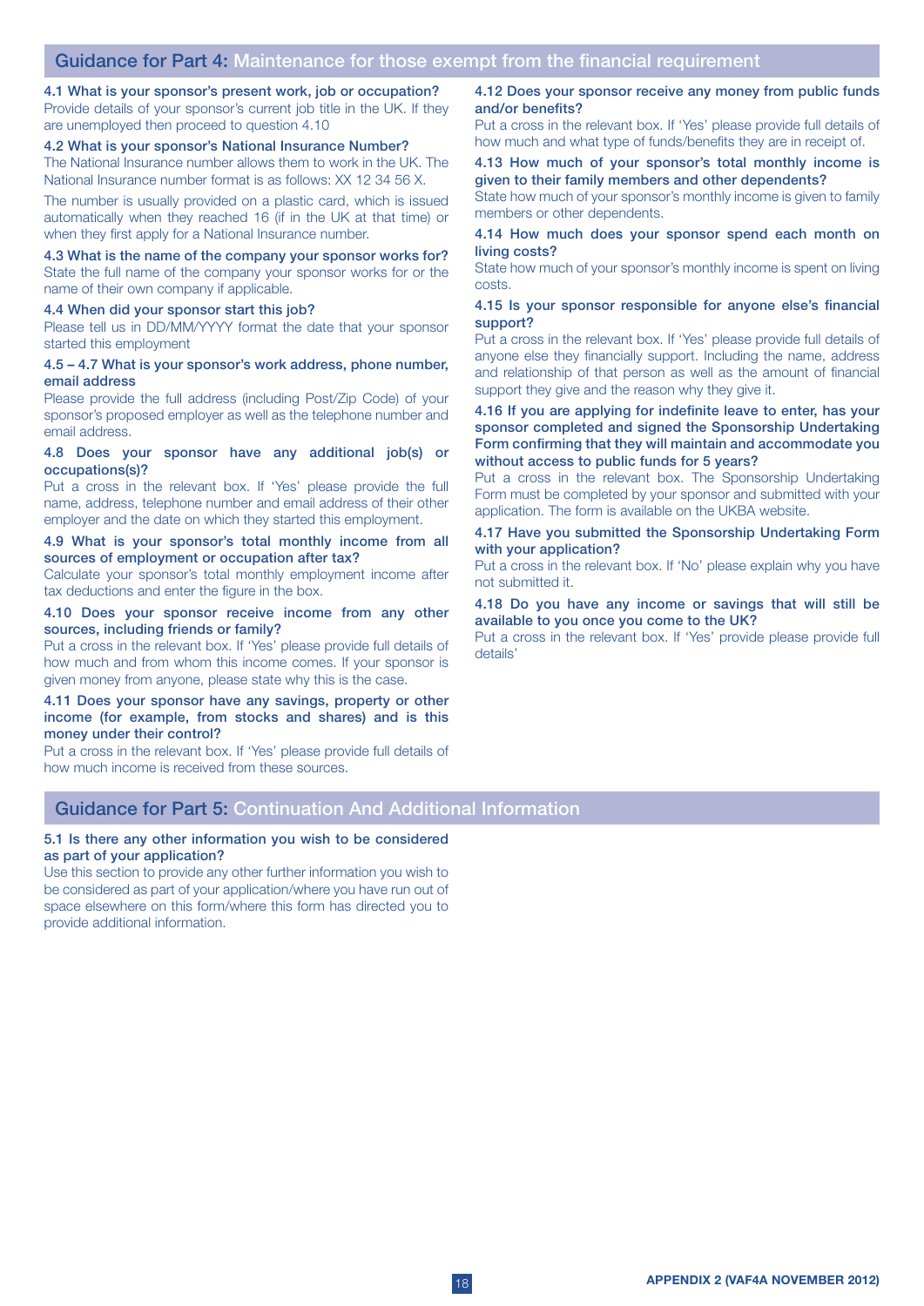## Guidance for Part 4: Maintenance for those exempt from the financial requirement

**4.1 What is your sponsor's present work, job or occupation?**
Provide details of your sponsor's current job title in the UK. If they are unemployed then proceed to question 4.10

**4.2 What is your sponsor's National Insurance Number?**
The National Insurance number allows them to work in the UK. The National Insurance number format is as follows: XX 12 34 56 X.

The number is usually provided on a plastic card, which is issued automatically when they reached 16 (if in the UK at that time) or when they first apply for a National Insurance number.

**4.3 What is the name of the company your sponsor works for?**
State the full name of the company your sponsor works for or the name of their own company if applicable.

**4.4 When did your sponsor start this job?**
Please tell us in DD/MM/YYYY format the date that your sponsor started this employment

**4.5 – 4.7 What is your sponsor's work address, phone number, email address**
Please provide the full address (including Post/Zip Code) of your sponsor's proposed employer as well as the telephone number and email address.

**4.8 Does your sponsor have any additional job(s) or occupations(s)?**
Put a cross in the relevant box. If 'Yes' please provide the full name, address, telephone number and email address of their other employer and the date on which they started this employment.

**4.9 What is your sponsor's total monthly income from all sources of employment or occupation after tax?**
Calculate your sponsor's total monthly employment income after tax deductions and enter the figure in the box.

**4.10 Does your sponsor receive income from any other sources, including friends or family?**
Put a cross in the relevant box. If 'Yes' please provide full details of how much and from whom this income comes. If your sponsor is given money from anyone, please state why this is the case.

**4.11 Does your sponsor have any savings, property or other income (for example, from stocks and shares) and is this money under their control?**
Put a cross in the relevant box. If 'Yes' please provide full details of how much income is received from these sources.

**4.12 Does your sponsor receive any money from public funds and/or benefits?**
Put a cross in the relevant box. If 'Yes' please provide full details of how much and what type of funds/benefits they are in receipt of.

**4.13 How much of your sponsor's total monthly income is given to their family members and other dependents?**
State how much of your sponsor's monthly income is given to family members or other dependents.

**4.14 How much does your sponsor spend each month on living costs?**
State how much of your sponsor's monthly income is spent on living costs.

**4.15 Is your sponsor responsible for anyone else's financial support?**
Put a cross in the relevant box. If 'Yes' please provide full details of anyone else they financially support. Including the name, address and relationship of that person as well as the amount of financial support they give and the reason why they give it.

**4.16 If you are applying for indefinite leave to enter, has your sponsor completed and signed the Sponsorship Undertaking Form confirming that they will maintain and accommodate you without access to public funds for 5 years?**
Put a cross in the relevant box. The Sponsorship Undertaking Form must be completed by your sponsor and submitted with your application. The form is available on the UKBA website.

**4.17 Have you submitted the Sponsorship Undertaking Form with your application?**
Put a cross in the relevant box. If 'No' please explain why you have not submitted it.

**4.18 Do you have any income or savings that will still be available to you once you come to the UK?**
Put a cross in the relevant box. If 'Yes' provide please provide full details'

## Guidance for Part 5: Continuation And Additional Information

**5.1 Is there any other information you wish to be considered as part of your application?**
Use this section to provide any other further information you wish to be considered as part of your application/where you have run out of space elsewhere on this form/where this form has directed you to provide additional information.